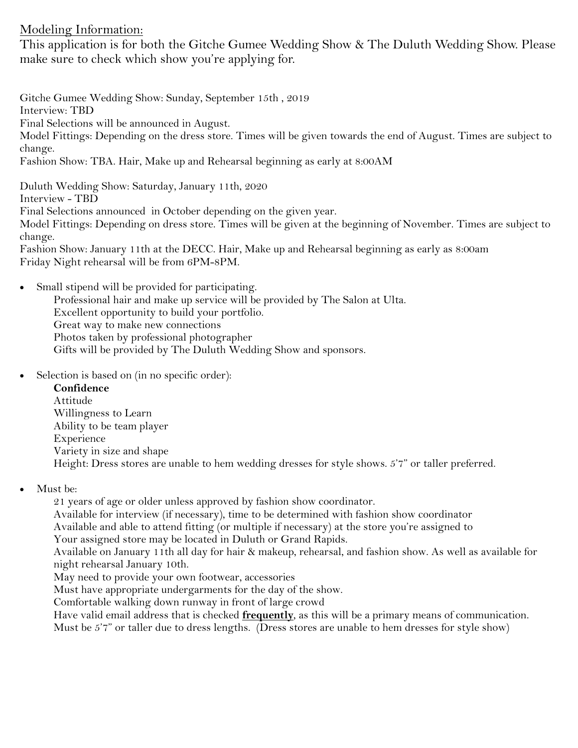<u>Modeling Information:</u>

This application is for both the Gitche Gumee Wedding Show & The Duluth Wedding Show. Please make sure to check which show you're applying for.

Gitche Gumee Wedding Show: Sunday, September 15th , 2019
Interview: TBD
Final Selections will be announced in August.
Model Fittings: Depending on the dress store. Times will be given towards the end of August. Times are subject to change.
Fashion Show: TBA. Hair, Make up and Rehearsal beginning as early at 8:00AM

Duluth Wedding Show: Saturday, January 11th, 2020
Interview - TBD
Final Selections announced in October depending on the given year.
Model Fittings: Depending on dress store. Times will be given at the beginning of November. Times are subject to change.
Fashion Show: January 11th at the DECC. Hair, Make up and Rehearsal beginning as early as 8:00am
Friday Night rehearsal will be from 6PM-8PM.

- Small stipend will be provided for participating.
  Professional hair and make up service will be provided by The Salon at Ulta.
  Excellent opportunity to build your portfolio.
  Great way to make new connections
  Photos taken by professional photographer
  Gifts will be provided by The Duluth Wedding Show and sponsors.

- Selection is based on (in no specific order):
  **Confidence**
  Attitude
  Willingness to Learn
  Ability to be team player
  Experience
  Variety in size and shape
  Height: Dress stores are unable to hem wedding dresses for style shows. 5'7" or taller preferred.

- Must be:
  21 years of age or older unless approved by fashion show coordinator.
  Available for interview (if necessary), time to be determined with fashion show coordinator
  Available and able to attend fitting (or multiple if necessary) at the store you're assigned to
  Your assigned store may be located in Duluth or Grand Rapids.
  Available on January 11th all day for hair & makeup, rehearsal, and fashion show. As well as available for night rehearsal January 10th.
  May need to provide your own footwear, accessories
  Must have appropriate undergarments for the day of the show.
  Comfortable walking down runway in front of large crowd
  Have valid email address that is checked <u>**frequently**</u>, as this will be a primary means of communication.
  Must be 5'7" or taller due to dress lengths. (Dress stores are unable to hem dresses for style show)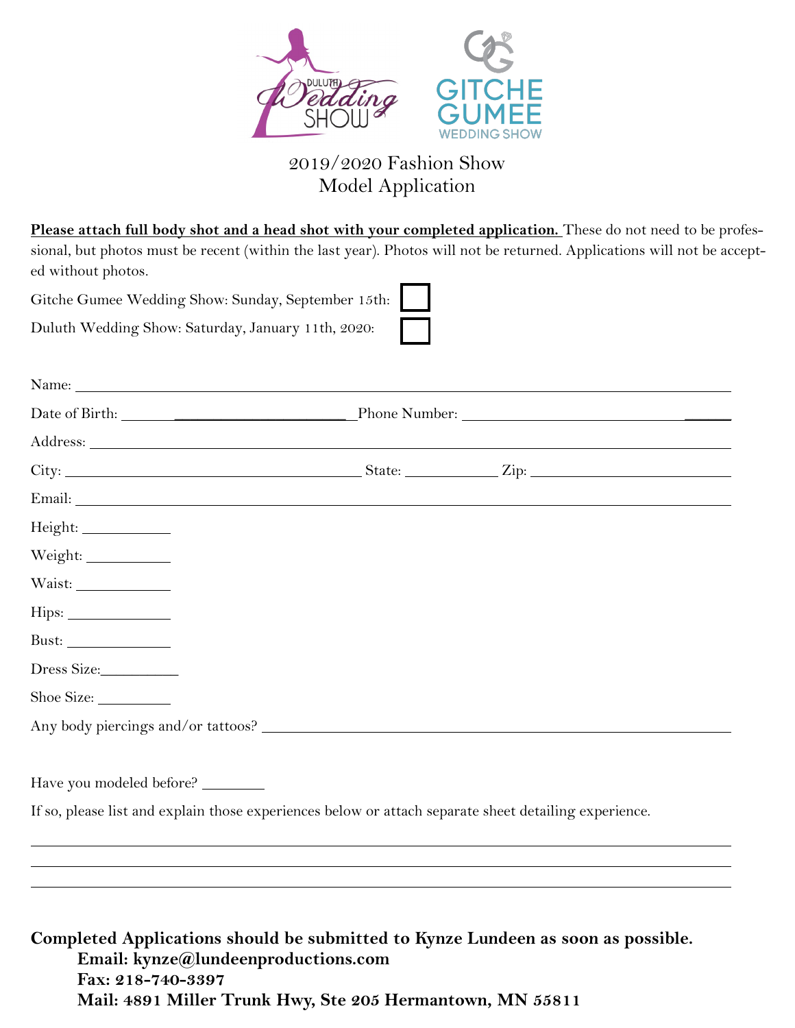2019/2020 Fashion Show
Model Application

**Please attach full body shot and a head shot with your completed application.** These do not need to be professional, but photos must be recent (within the last year). Photos will not be returned. Applications will not be accepted without photos.

Gitche Gumee Wedding Show: Sunday, September 15th: ☐

Duluth Wedding Show: Saturday, January 11th, 2020: ☐

Name: ______________________________

Date of Birth: ______________________ Phone Number: ______________________

Address: ______________________________

City: ______________________ State: __________ Zip: ______________

Email: ______________________________

Height: __________

Weight: __________

Waist: __________

Hips: __________

Bust: __________

Dress Size: __________

Shoe Size: __________

Any body piercings and/or tattoos? ______________________________

Have you modeled before? ________

If so, please list and explain those experiences below or attach separate sheet detailing experience.

______________________________

______________________________

______________________________

**Completed Applications should be submitted to Kynze Lundeen as soon as possible.**

**Email: kynze@lundeenproductions.com**

**Fax: 218-740-3397**

**Mail: 4891 Miller Trunk Hwy, Ste 205 Hermantown, MN 55811**